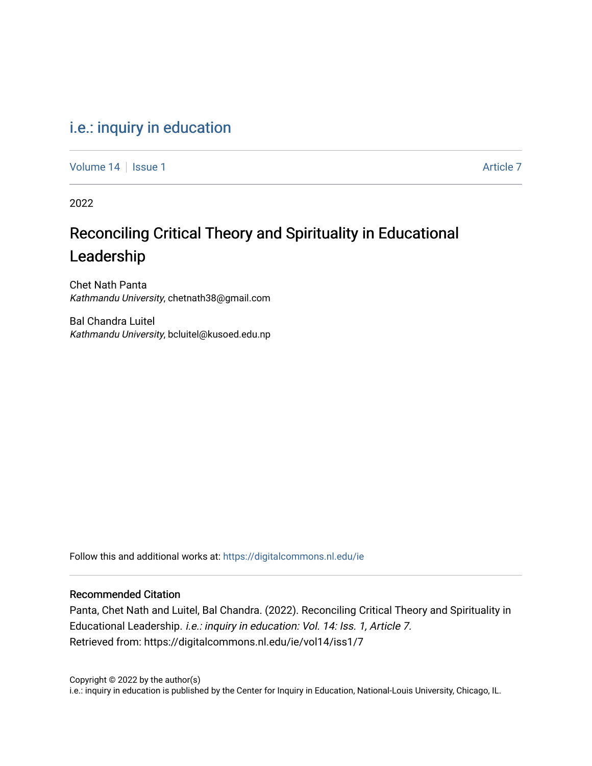i.e.: inquiry in education

Volume 14 | Issue 1 Article 7

2022

# Reconciling Critical Theory and Spirituality in Educational Leadership

Chet Nath Panta
*Kathmandu University*, chetnath38@gmail.com

Bal Chandra Luitel
*Kathmandu University*, bcluitel@kusoed.edu.np

Follow this and additional works at: https://digitalcommons.nl.edu/ie

## Recommended Citation

Panta, Chet Nath and Luitel, Bal Chandra. (2022). Reconciling Critical Theory and Spirituality in Educational Leadership. *i.e.: inquiry in education: Vol. 14: Iss. 1, Article 7.*
Retrieved from: https://digitalcommons.nl.edu/ie/vol14/iss1/7

Copyright © 2022 by the author(s)
i.e.: inquiry in education is published by the Center for Inquiry in Education, National-Louis University, Chicago, IL.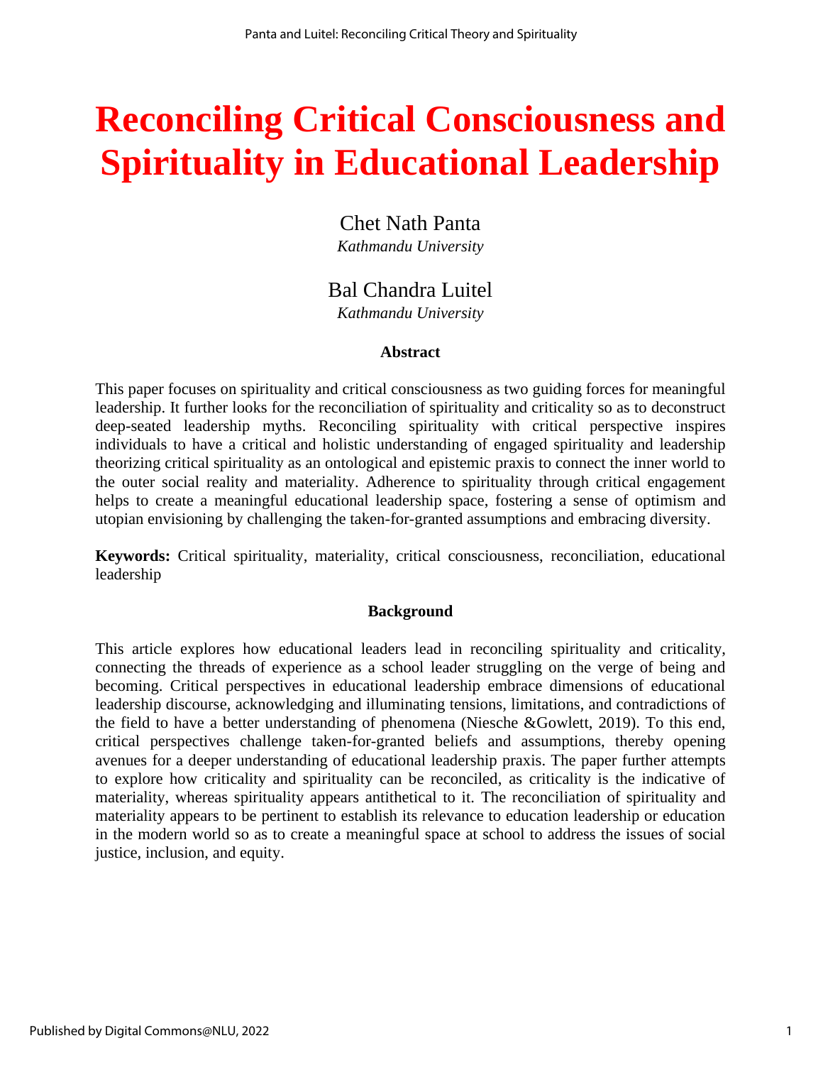# Reconciling Critical Consciousness and Spirituality in Educational Leadership

Chet Nath Panta
*Kathmandu University*

Bal Chandra Luitel
*Kathmandu University*

### Abstract

This paper focuses on spirituality and critical consciousness as two guiding forces for meaningful leadership. It further looks for the reconciliation of spirituality and criticality so as to deconstruct deep-seated leadership myths. Reconciling spirituality with critical perspective inspires individuals to have a critical and holistic understanding of engaged spirituality and leadership theorizing critical spirituality as an ontological and epistemic praxis to connect the inner world to the outer social reality and materiality. Adherence to spirituality through critical engagement helps to create a meaningful educational leadership space, fostering a sense of optimism and utopian envisioning by challenging the taken-for-granted assumptions and embracing diversity.

**Keywords:** Critical spirituality, materiality, critical consciousness, reconciliation, educational leadership

### Background

This article explores how educational leaders lead in reconciling spirituality and criticality, connecting the threads of experience as a school leader struggling on the verge of being and becoming. Critical perspectives in educational leadership embrace dimensions of educational leadership discourse, acknowledging and illuminating tensions, limitations, and contradictions of the field to have a better understanding of phenomena (Niesche &Gowlett, 2019). To this end, critical perspectives challenge taken-for-granted beliefs and assumptions, thereby opening avenues for a deeper understanding of educational leadership praxis. The paper further attempts to explore how criticality and spirituality can be reconciled, as criticality is the indicative of materiality, whereas spirituality appears antithetical to it. The reconciliation of spirituality and materiality appears to be pertinent to establish its relevance to education leadership or education in the modern world so as to create a meaningful space at school to address the issues of social justice, inclusion, and equity.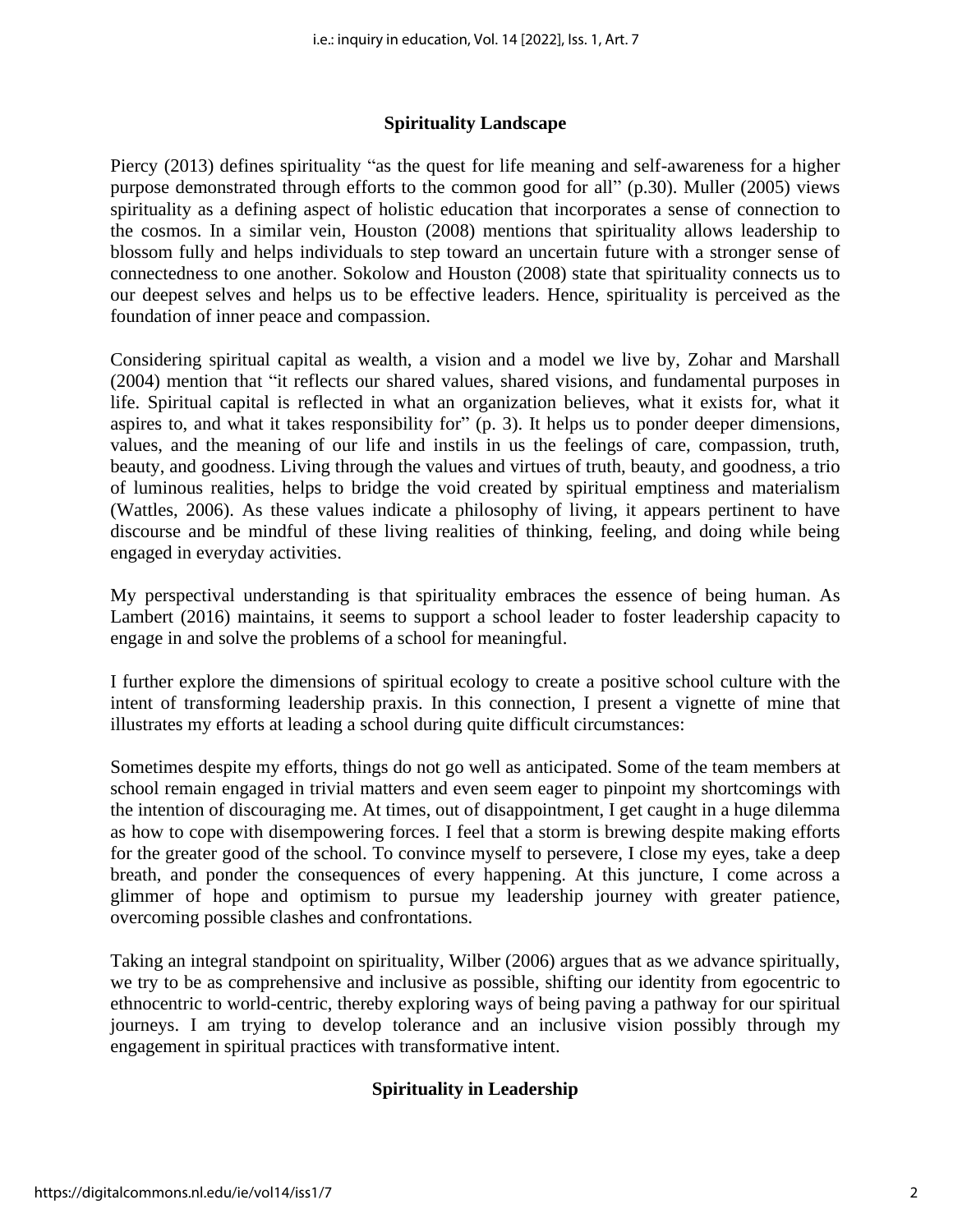## Spirituality Landscape

Piercy (2013) defines spirituality "as the quest for life meaning and self-awareness for a higher purpose demonstrated through efforts to the common good for all" (p.30). Muller (2005) views spirituality as a defining aspect of holistic education that incorporates a sense of connection to the cosmos. In a similar vein, Houston (2008) mentions that spirituality allows leadership to blossom fully and helps individuals to step toward an uncertain future with a stronger sense of connectedness to one another. Sokolow and Houston (2008) state that spirituality connects us to our deepest selves and helps us to be effective leaders. Hence, spirituality is perceived as the foundation of inner peace and compassion.

Considering spiritual capital as wealth, a vision and a model we live by, Zohar and Marshall (2004) mention that "it reflects our shared values, shared visions, and fundamental purposes in life. Spiritual capital is reflected in what an organization believes, what it exists for, what it aspires to, and what it takes responsibility for" (p. 3). It helps us to ponder deeper dimensions, values, and the meaning of our life and instils in us the feelings of care, compassion, truth, beauty, and goodness. Living through the values and virtues of truth, beauty, and goodness, a trio of luminous realities, helps to bridge the void created by spiritual emptiness and materialism (Wattles, 2006). As these values indicate a philosophy of living, it appears pertinent to have discourse and be mindful of these living realities of thinking, feeling, and doing while being engaged in everyday activities.

My perspectival understanding is that spirituality embraces the essence of being human. As Lambert (2016) maintains, it seems to support a school leader to foster leadership capacity to engage in and solve the problems of a school for meaningful.

I further explore the dimensions of spiritual ecology to create a positive school culture with the intent of transforming leadership praxis. In this connection, I present a vignette of mine that illustrates my efforts at leading a school during quite difficult circumstances:

Sometimes despite my efforts, things do not go well as anticipated. Some of the team members at school remain engaged in trivial matters and even seem eager to pinpoint my shortcomings with the intention of discouraging me. At times, out of disappointment, I get caught in a huge dilemma as how to cope with disempowering forces. I feel that a storm is brewing despite making efforts for the greater good of the school. To convince myself to persevere, I close my eyes, take a deep breath, and ponder the consequences of every happening. At this juncture, I come across a glimmer of hope and optimism to pursue my leadership journey with greater patience, overcoming possible clashes and confrontations.

Taking an integral standpoint on spirituality, Wilber (2006) argues that as we advance spiritually, we try to be as comprehensive and inclusive as possible, shifting our identity from egocentric to ethnocentric to world-centric, thereby exploring ways of being paving a pathway for our spiritual journeys. I am trying to develop tolerance and an inclusive vision possibly through my engagement in spiritual practices with transformative intent.

## Spirituality in Leadership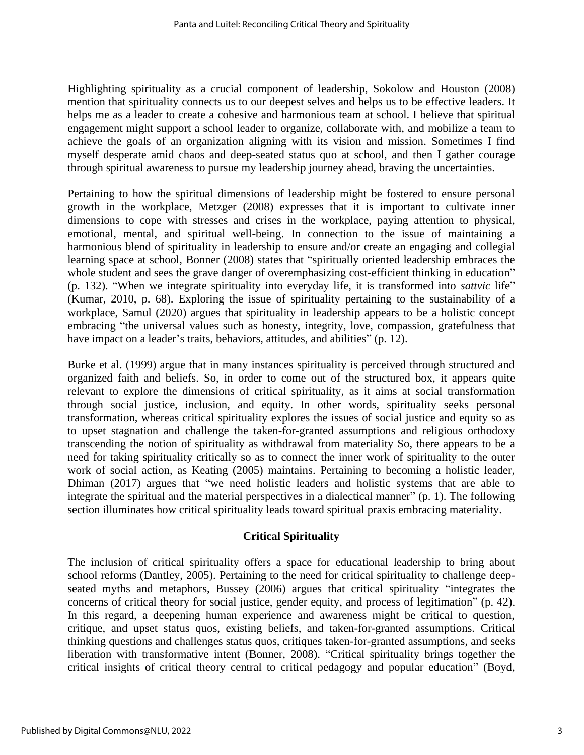Highlighting spirituality as a crucial component of leadership, Sokolow and Houston (2008) mention that spirituality connects us to our deepest selves and helps us to be effective leaders. It helps me as a leader to create a cohesive and harmonious team at school. I believe that spiritual engagement might support a school leader to organize, collaborate with, and mobilize a team to achieve the goals of an organization aligning with its vision and mission. Sometimes I find myself desperate amid chaos and deep-seated status quo at school, and then I gather courage through spiritual awareness to pursue my leadership journey ahead, braving the uncertainties.

Pertaining to how the spiritual dimensions of leadership might be fostered to ensure personal growth in the workplace, Metzger (2008) expresses that it is important to cultivate inner dimensions to cope with stresses and crises in the workplace, paying attention to physical, emotional, mental, and spiritual well-being. In connection to the issue of maintaining a harmonious blend of spirituality in leadership to ensure and/or create an engaging and collegial learning space at school, Bonner (2008) states that "spiritually oriented leadership embraces the whole student and sees the grave danger of overemphasizing cost-efficient thinking in education" (p. 132). "When we integrate spirituality into everyday life, it is transformed into *sattvic* life" (Kumar, 2010, p. 68). Exploring the issue of spirituality pertaining to the sustainability of a workplace, Samul (2020) argues that spirituality in leadership appears to be a holistic concept embracing "the universal values such as honesty, integrity, love, compassion, gratefulness that have impact on a leader's traits, behaviors, attitudes, and abilities" (p. 12).

Burke et al. (1999) argue that in many instances spirituality is perceived through structured and organized faith and beliefs. So, in order to come out of the structured box, it appears quite relevant to explore the dimensions of critical spirituality, as it aims at social transformation through social justice, inclusion, and equity. In other words, spirituality seeks personal transformation, whereas critical spirituality explores the issues of social justice and equity so as to upset stagnation and challenge the taken-for-granted assumptions and religious orthodoxy transcending the notion of spirituality as withdrawal from materiality So, there appears to be a need for taking spirituality critically so as to connect the inner work of spirituality to the outer work of social action, as Keating (2005) maintains. Pertaining to becoming a holistic leader, Dhiman (2017) argues that "we need holistic leaders and holistic systems that are able to integrate the spiritual and the material perspectives in a dialectical manner" (p. 1). The following section illuminates how critical spirituality leads toward spiritual praxis embracing materiality.

## Critical Spirituality

The inclusion of critical spirituality offers a space for educational leadership to bring about school reforms (Dantley, 2005). Pertaining to the need for critical spirituality to challenge deep-seated myths and metaphors, Bussey (2006) argues that critical spirituality "integrates the concerns of critical theory for social justice, gender equity, and process of legitimation" (p. 42). In this regard, a deepening human experience and awareness might be critical to question, critique, and upset status quos, existing beliefs, and taken-for-granted assumptions. Critical thinking questions and challenges status quos, critiques taken-for-granted assumptions, and seeks liberation with transformative intent (Bonner, 2008). "Critical spirituality brings together the critical insights of critical theory central to critical pedagogy and popular education" (Boyd,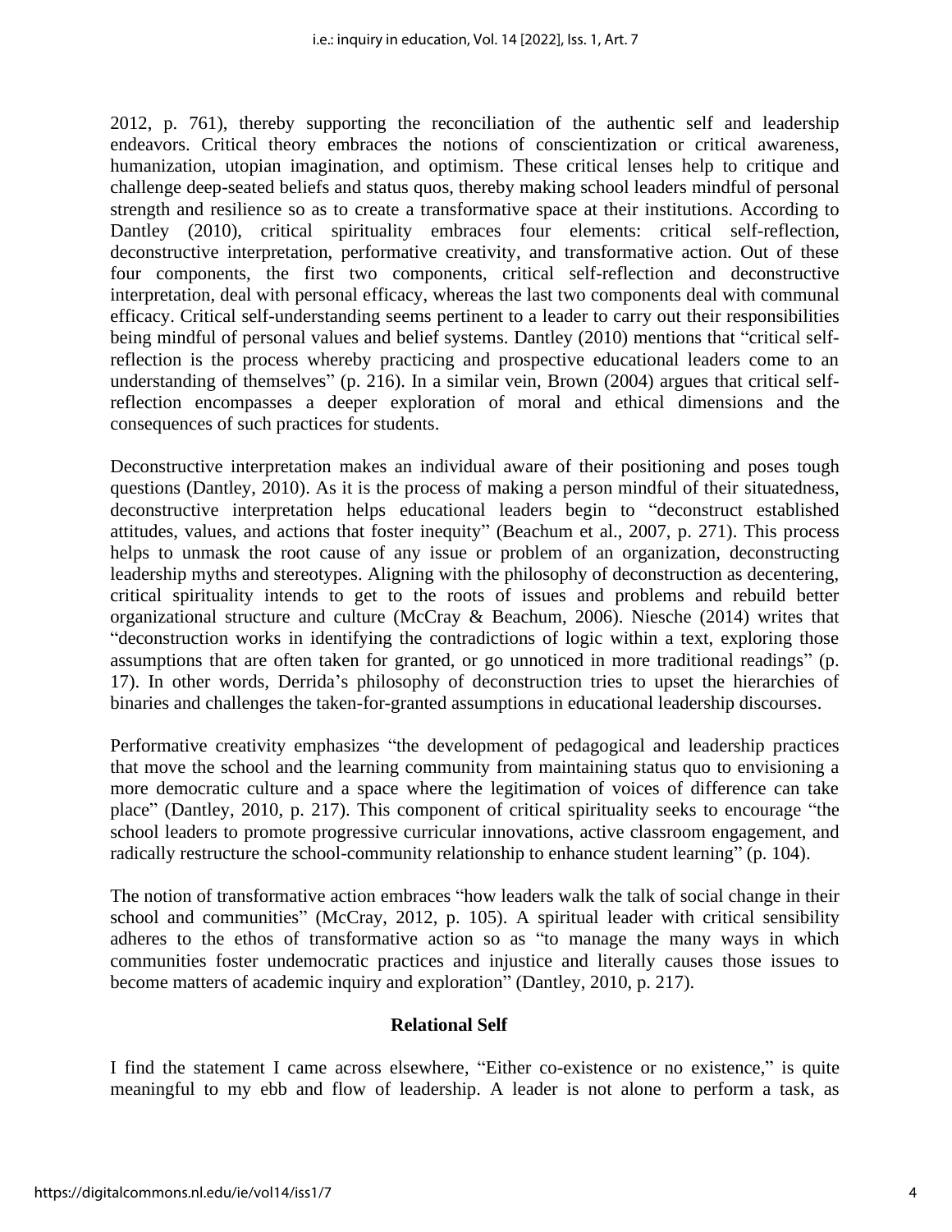2012, p. 761), thereby supporting the reconciliation of the authentic self and leadership endeavors. Critical theory embraces the notions of conscientization or critical awareness, humanization, utopian imagination, and optimism. These critical lenses help to critique and challenge deep-seated beliefs and status quos, thereby making school leaders mindful of personal strength and resilience so as to create a transformative space at their institutions. According to Dantley (2010), critical spirituality embraces four elements: critical self-reflection, deconstructive interpretation, performative creativity, and transformative action. Out of these four components, the first two components, critical self-reflection and deconstructive interpretation, deal with personal efficacy, whereas the last two components deal with communal efficacy. Critical self-understanding seems pertinent to a leader to carry out their responsibilities being mindful of personal values and belief systems. Dantley (2010) mentions that "critical self-reflection is the process whereby practicing and prospective educational leaders come to an understanding of themselves" (p. 216). In a similar vein, Brown (2004) argues that critical self-reflection encompasses a deeper exploration of moral and ethical dimensions and the consequences of such practices for students.

Deconstructive interpretation makes an individual aware of their positioning and poses tough questions (Dantley, 2010). As it is the process of making a person mindful of their situatedness, deconstructive interpretation helps educational leaders begin to "deconstruct established attitudes, values, and actions that foster inequity" (Beachum et al., 2007, p. 271). This process helps to unmask the root cause of any issue or problem of an organization, deconstructing leadership myths and stereotypes. Aligning with the philosophy of deconstruction as decentering, critical spirituality intends to get to the roots of issues and problems and rebuild better organizational structure and culture (McCray & Beachum, 2006). Niesche (2014) writes that "deconstruction works in identifying the contradictions of logic within a text, exploring those assumptions that are often taken for granted, or go unnoticed in more traditional readings" (p. 17). In other words, Derrida's philosophy of deconstruction tries to upset the hierarchies of binaries and challenges the taken-for-granted assumptions in educational leadership discourses.

Performative creativity emphasizes "the development of pedagogical and leadership practices that move the school and the learning community from maintaining status quo to envisioning a more democratic culture and a space where the legitimation of voices of difference can take place" (Dantley, 2010, p. 217). This component of critical spirituality seeks to encourage "the school leaders to promote progressive curricular innovations, active classroom engagement, and radically restructure the school-community relationship to enhance student learning" (p. 104).

The notion of transformative action embraces "how leaders walk the talk of social change in their school and communities" (McCray, 2012, p. 105). A spiritual leader with critical sensibility adheres to the ethos of transformative action so as "to manage the many ways in which communities foster undemocratic practices and injustice and literally causes those issues to become matters of academic inquiry and exploration" (Dantley, 2010, p. 217).

## Relational Self

I find the statement I came across elsewhere, "Either co-existence or no existence," is quite meaningful to my ebb and flow of leadership. A leader is not alone to perform a task, as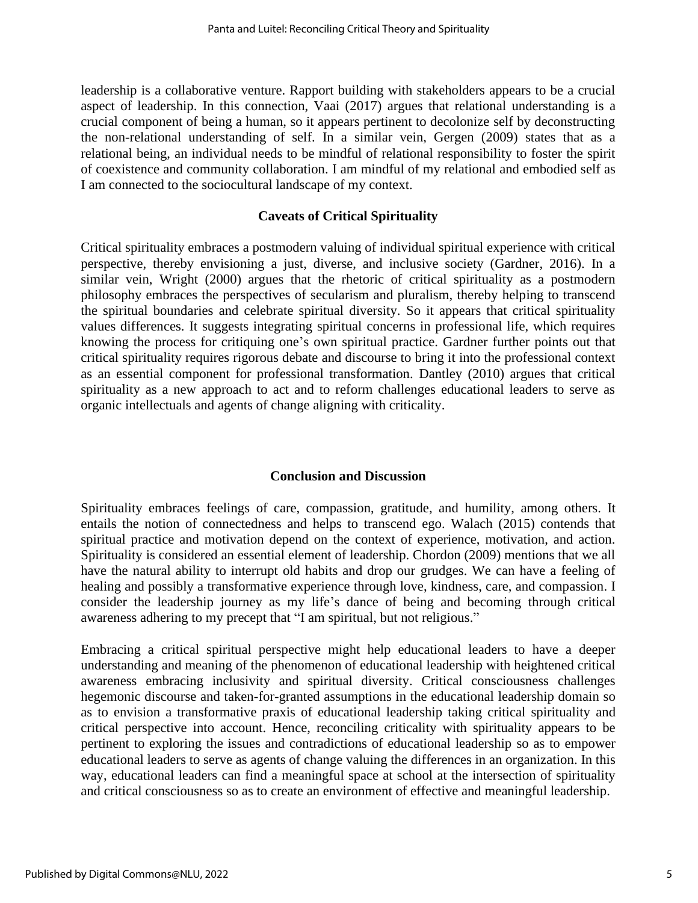leadership is a collaborative venture. Rapport building with stakeholders appears to be a crucial aspect of leadership. In this connection, Vaai (2017) argues that relational understanding is a crucial component of being a human, so it appears pertinent to decolonize self by deconstructing the non-relational understanding of self. In a similar vein, Gergen (2009) states that as a relational being, an individual needs to be mindful of relational responsibility to foster the spirit of coexistence and community collaboration. I am mindful of my relational and embodied self as I am connected to the sociocultural landscape of my context.

## Caveats of Critical Spirituality

Critical spirituality embraces a postmodern valuing of individual spiritual experience with critical perspective, thereby envisioning a just, diverse, and inclusive society (Gardner, 2016). In a similar vein, Wright (2000) argues that the rhetoric of critical spirituality as a postmodern philosophy embraces the perspectives of secularism and pluralism, thereby helping to transcend the spiritual boundaries and celebrate spiritual diversity. So it appears that critical spirituality values differences. It suggests integrating spiritual concerns in professional life, which requires knowing the process for critiquing one's own spiritual practice. Gardner further points out that critical spirituality requires rigorous debate and discourse to bring it into the professional context as an essential component for professional transformation. Dantley (2010) argues that critical spirituality as a new approach to act and to reform challenges educational leaders to serve as organic intellectuals and agents of change aligning with criticality.

## Conclusion and Discussion

Spirituality embraces feelings of care, compassion, gratitude, and humility, among others. It entails the notion of connectedness and helps to transcend ego. Walach (2015) contends that spiritual practice and motivation depend on the context of experience, motivation, and action. Spirituality is considered an essential element of leadership. Chordon (2009) mentions that we all have the natural ability to interrupt old habits and drop our grudges. We can have a feeling of healing and possibly a transformative experience through love, kindness, care, and compassion. I consider the leadership journey as my life's dance of being and becoming through critical awareness adhering to my precept that "I am spiritual, but not religious."

Embracing a critical spiritual perspective might help educational leaders to have a deeper understanding and meaning of the phenomenon of educational leadership with heightened critical awareness embracing inclusivity and spiritual diversity. Critical consciousness challenges hegemonic discourse and taken-for-granted assumptions in the educational leadership domain so as to envision a transformative praxis of educational leadership taking critical spirituality and critical perspective into account. Hence, reconciling criticality with spirituality appears to be pertinent to exploring the issues and contradictions of educational leadership so as to empower educational leaders to serve as agents of change valuing the differences in an organization. In this way, educational leaders can find a meaningful space at school at the intersection of spirituality and critical consciousness so as to create an environment of effective and meaningful leadership.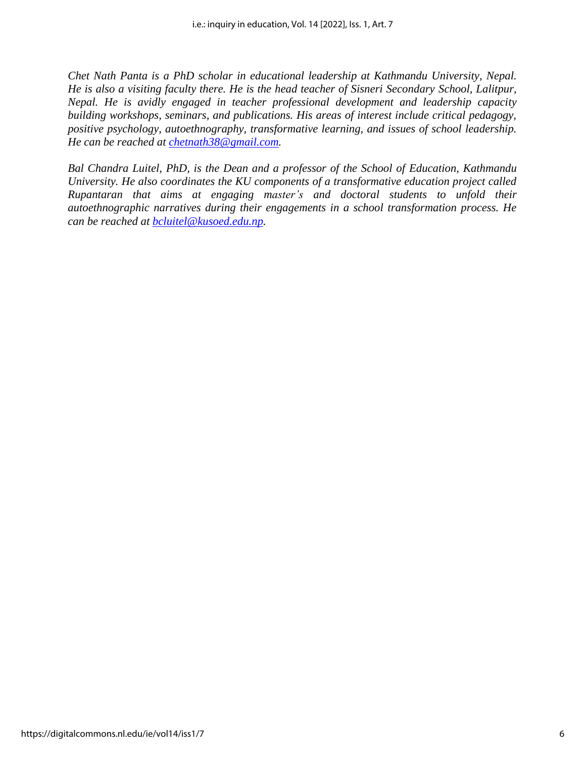*Chet Nath Panta is a PhD scholar in educational leadership at Kathmandu University, Nepal. He is also a visiting faculty there. He is the head teacher of Sisneri Secondary School, Lalitpur, Nepal. He is avidly engaged in teacher professional development and leadership capacity building workshops, seminars, and publications. His areas of interest include critical pedagogy, positive psychology, autoethnography, transformative learning, and issues of school leadership. He can be reached at chetnath38@gmail.com.*

*Bal Chandra Luitel, PhD, is the Dean and a professor of the School of Education, Kathmandu University. He also coordinates the KU components of a transformative education project called Rupantaran that aims at engaging master's and doctoral students to unfold their autoethnographic narratives during their engagements in a school transformation process. He can be reached at bcluitel@kusoed.edu.np.*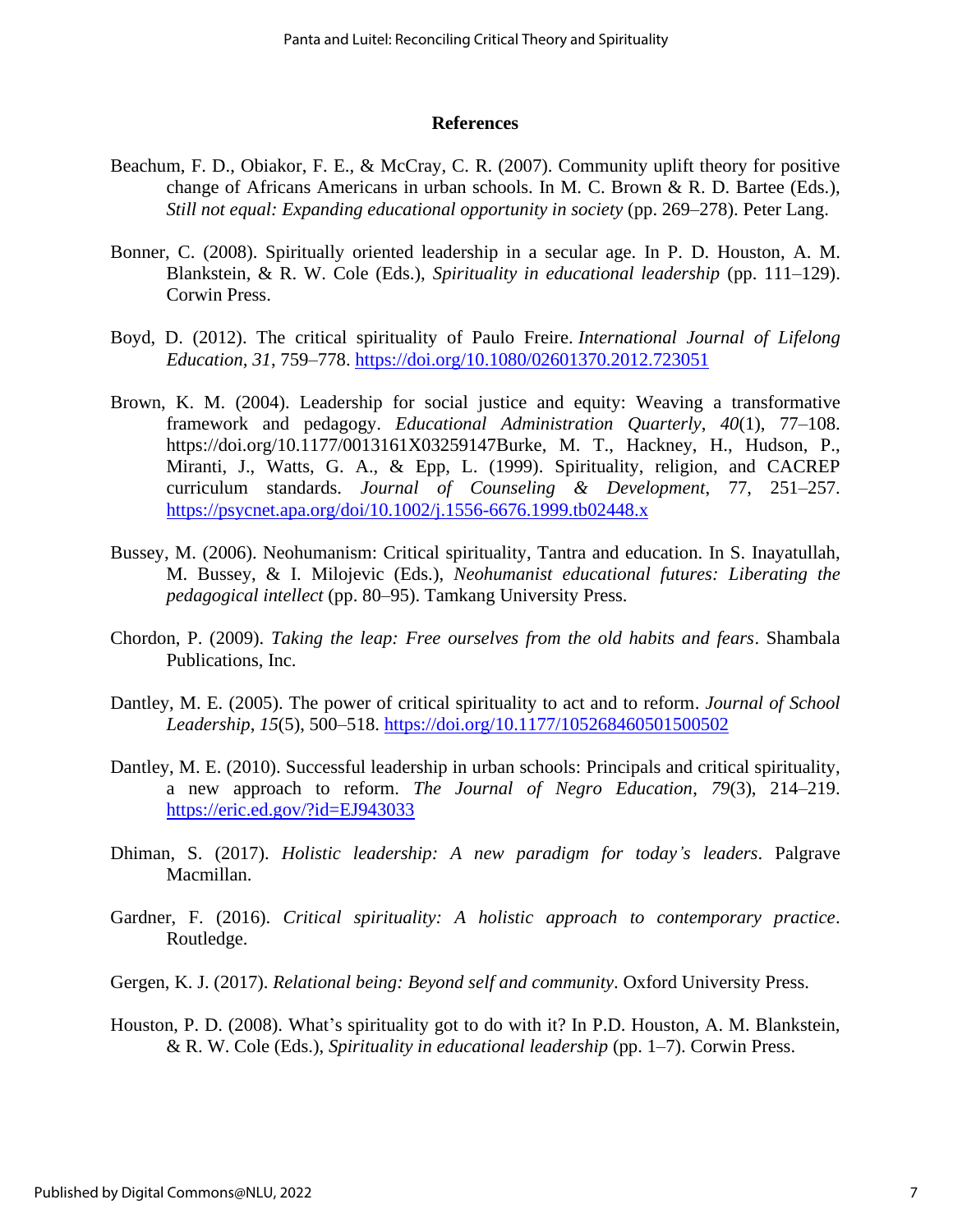## References

Beachum, F. D., Obiakor, F. E., & McCray, C. R. (2007). Community uplift theory for positive change of Africans Americans in urban schools. In M. C. Brown & R. D. Bartee (Eds.), *Still not equal: Expanding educational opportunity in society* (pp. 269–278). Peter Lang.

Bonner, C. (2008). Spiritually oriented leadership in a secular age. In P. D. Houston, A. M. Blankstein, & R. W. Cole (Eds.), *Spirituality in educational leadership* (pp. 111–129). Corwin Press.

Boyd, D. (2012). The critical spirituality of Paulo Freire. *International Journal of Lifelong Education*, *31*, 759–778. https://doi.org/10.1080/02601370.2012.723051

Brown, K. M. (2004). Leadership for social justice and equity: Weaving a transformative framework and pedagogy. *Educational Administration Quarterly*, *40*(1), 77–108. https://doi.org/10.1177/0013161X03259147Burke, M. T., Hackney, H., Hudson, P., Miranti, J., Watts, G. A., & Epp, L. (1999). Spirituality, religion, and CACREP curriculum standards. *Journal of Counseling & Development*, 77, 251–257. https://psycnet.apa.org/doi/10.1002/j.1556-6676.1999.tb02448.x

Bussey, M. (2006). Neohumanism: Critical spirituality, Tantra and education. In S. Inayatullah, M. Bussey, & I. Milojevic (Eds.), *Neohumanist educational futures: Liberating the pedagogical intellect* (pp. 80–95). Tamkang University Press.

Chordon, P. (2009). *Taking the leap: Free ourselves from the old habits and fears*. Shambala Publications, Inc.

Dantley, M. E. (2005). The power of critical spirituality to act and to reform. *Journal of School Leadership*, *15*(5), 500–518. https://doi.org/10.1177/105268460501500502

Dantley, M. E. (2010). Successful leadership in urban schools: Principals and critical spirituality, a new approach to reform. *The Journal of Negro Education*, *79*(3), 214–219. https://eric.ed.gov/?id=EJ943033

Dhiman, S. (2017). *Holistic leadership: A new paradigm for today's leaders*. Palgrave Macmillan.

Gardner, F. (2016). *Critical spirituality: A holistic approach to contemporary practice*. Routledge.

Gergen, K. J. (2017). *Relational being: Beyond self and community*. Oxford University Press.

Houston, P. D. (2008). What's spirituality got to do with it? In P.D. Houston, A. M. Blankstein, & R. W. Cole (Eds.), *Spirituality in educational leadership* (pp. 1–7). Corwin Press.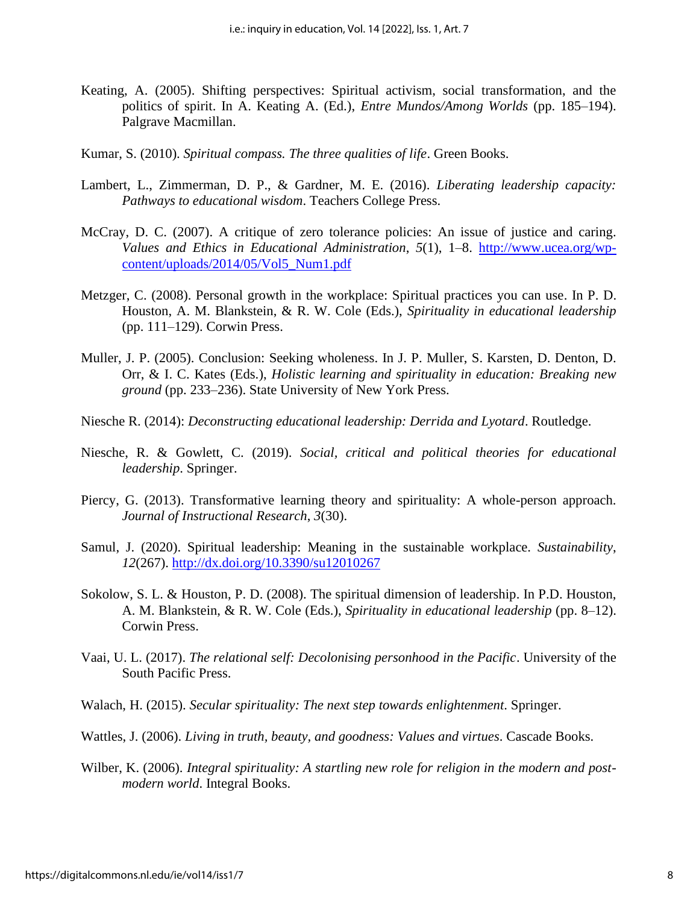Keating, A. (2005). Shifting perspectives: Spiritual activism, social transformation, and the politics of spirit. In A. Keating A. (Ed.), *Entre Mundos/Among Worlds* (pp. 185–194). Palgrave Macmillan.

Kumar, S. (2010). *Spiritual compass. The three qualities of life*. Green Books.

Lambert, L., Zimmerman, D. P., & Gardner, M. E. (2016). *Liberating leadership capacity: Pathways to educational wisdom*. Teachers College Press.

McCray, D. C. (2007). A critique of zero tolerance policies: An issue of justice and caring. *Values and Ethics in Educational Administration*, *5*(1), 1–8. http://www.ucea.org/wp-content/uploads/2014/05/Vol5_Num1.pdf

Metzger, C. (2008). Personal growth in the workplace: Spiritual practices you can use. In P. D. Houston, A. M. Blankstein, & R. W. Cole (Eds.), *Spirituality in educational leadership* (pp. 111–129). Corwin Press.

Muller, J. P. (2005). Conclusion: Seeking wholeness. In J. P. Muller, S. Karsten, D. Denton, D. Orr, & I. C. Kates (Eds.), *Holistic learning and spirituality in education: Breaking new ground* (pp. 233–236). State University of New York Press.

Niesche R. (2014): *Deconstructing educational leadership: Derrida and Lyotard*. Routledge.

Niesche, R. & Gowlett, C. (2019). *Social, critical and political theories for educational leadership*. Springer.

Piercy, G. (2013). Transformative learning theory and spirituality: A whole-person approach. *Journal of Instructional Research*, *3*(30).

Samul, J. (2020). Spiritual leadership: Meaning in the sustainable workplace. *Sustainability*, *12*(267). http://dx.doi.org/10.3390/su12010267

Sokolow, S. L. & Houston, P. D. (2008). The spiritual dimension of leadership. In P.D. Houston, A. M. Blankstein, & R. W. Cole (Eds.), *Spirituality in educational leadership* (pp. 8–12). Corwin Press.

Vaai, U. L. (2017). *The relational self: Decolonising personhood in the Pacific*. University of the South Pacific Press.

Walach, H. (2015). *Secular spirituality: The next step towards enlightenment*. Springer.

Wattles, J. (2006). *Living in truth, beauty, and goodness: Values and virtues*. Cascade Books.

Wilber, K. (2006). *Integral spirituality: A startling new role for religion in the modern and post-modern world*. Integral Books.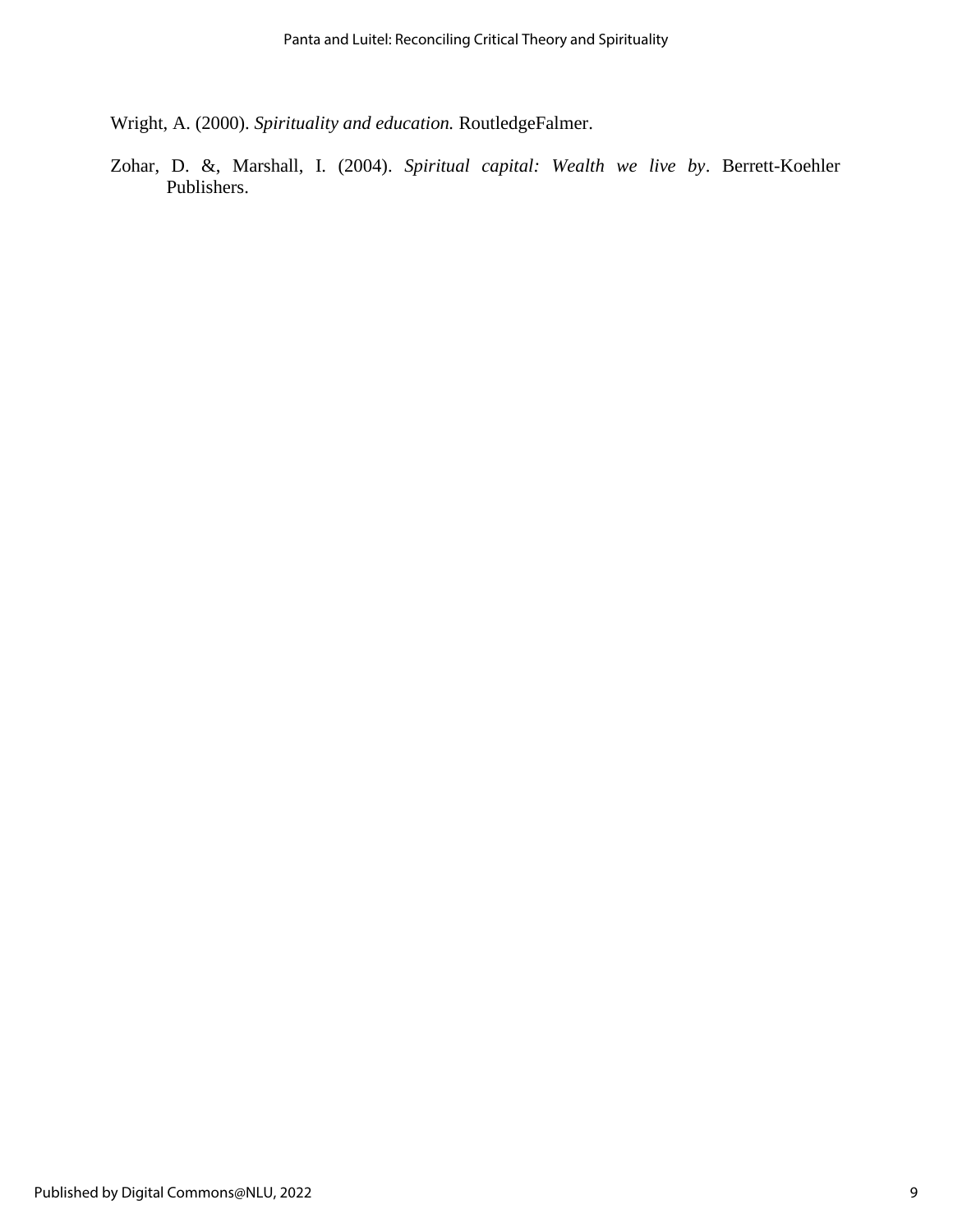Wright, A. (2000). *Spirituality and education.* RoutledgeFalmer.

Zohar, D. &, Marshall, I. (2004). *Spiritual capital: Wealth we live by*. Berrett-Koehler Publishers.